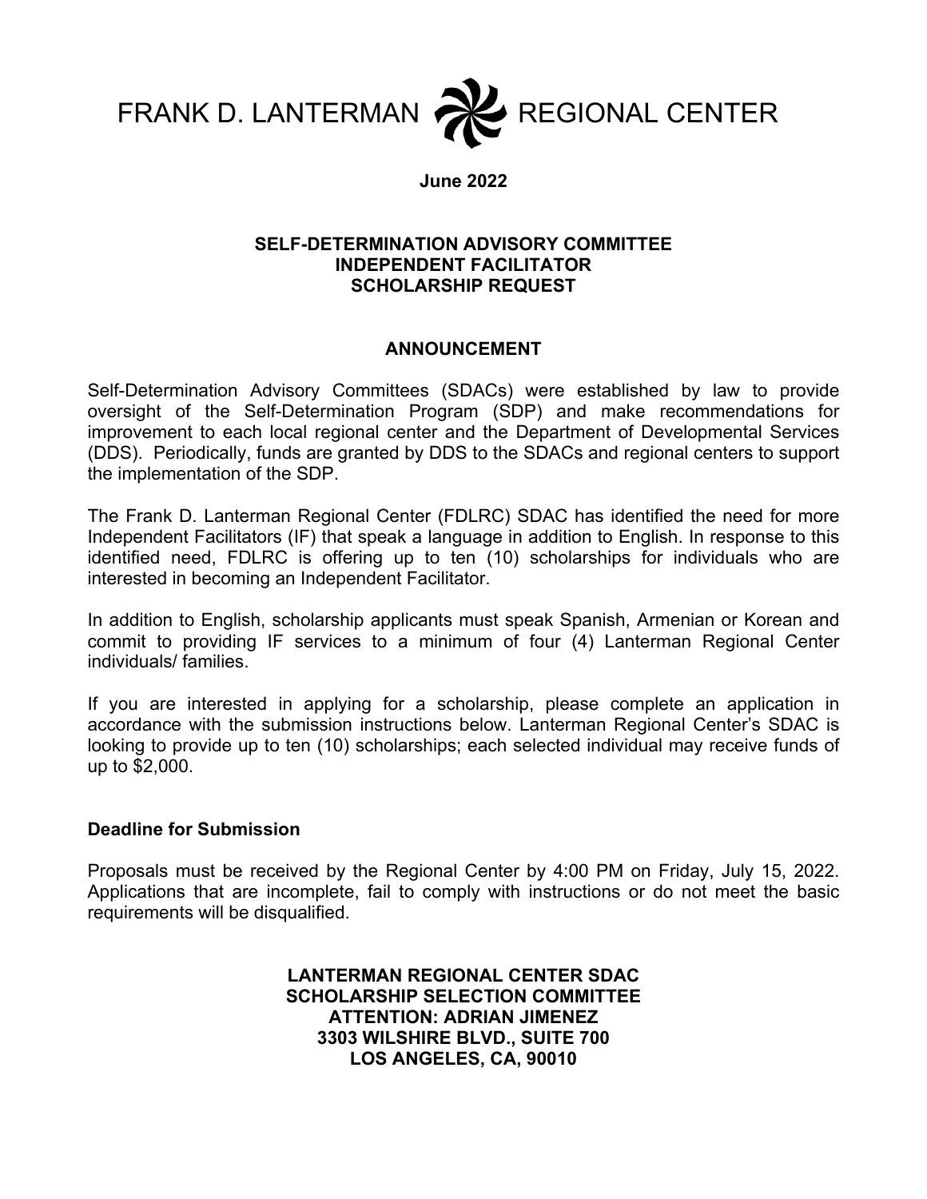# FRANK D. LANTERMAN REGIONAL CENTER

**June 2022**

**SELF-DETERMINATION ADVISORY COMMITTEE**
**INDEPENDENT FACILITATOR**
**SCHOLARSHIP REQUEST**

## ANNOUNCEMENT

Self-Determination Advisory Committees (SDACs) were established by law to provide oversight of the Self-Determination Program (SDP) and make recommendations for improvement to each local regional center and the Department of Developmental Services (DDS). Periodically, funds are granted by DDS to the SDACs and regional centers to support the implementation of the SDP.

The Frank D. Lanterman Regional Center (FDLRC) SDAC has identified the need for more Independent Facilitators (IF) that speak a language in addition to English. In response to this identified need, FDLRC is offering up to ten (10) scholarships for individuals who are interested in becoming an Independent Facilitator.

In addition to English, scholarship applicants must speak Spanish, Armenian or Korean and commit to providing IF services to a minimum of four (4) Lanterman Regional Center individuals/ families.

If you are interested in applying for a scholarship, please complete an application in accordance with the submission instructions below. Lanterman Regional Center's SDAC is looking to provide up to ten (10) scholarships; each selected individual may receive funds of up to $2,000.

### Deadline for Submission

Proposals must be received by the Regional Center by 4:00 PM on Friday, July 15, 2022. Applications that are incomplete, fail to comply with instructions or do not meet the basic requirements will be disqualified.

**LANTERMAN REGIONAL CENTER SDAC**
**SCHOLARSHIP SELECTION COMMITTEE**
**ATTENTION: ADRIAN JIMENEZ**
**3303 WILSHIRE BLVD., SUITE 700**
**LOS ANGELES, CA, 90010**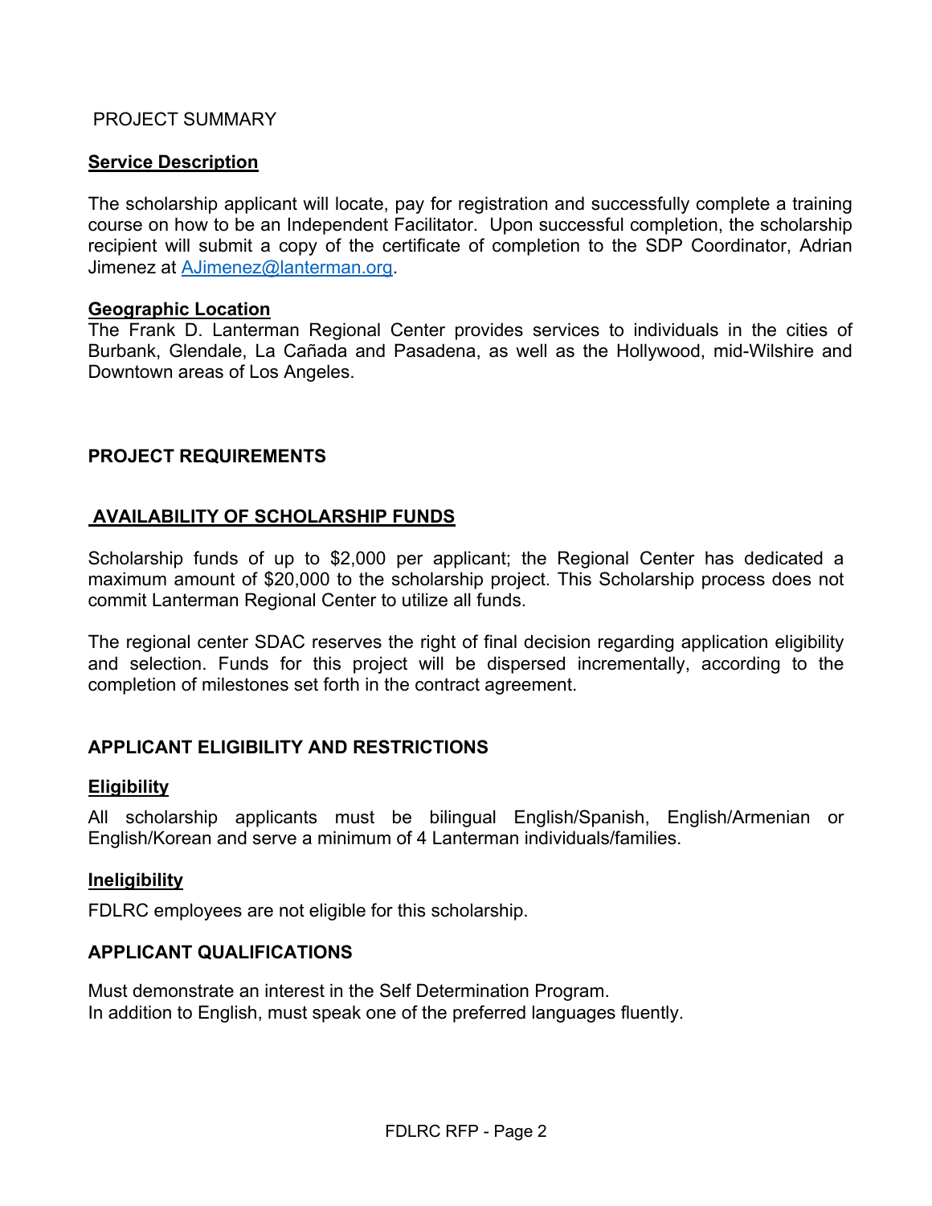## PROJECT SUMMARY

### Service Description

The scholarship applicant will locate, pay for registration and successfully complete a training course on how to be an Independent Facilitator. Upon successful completion, the scholarship recipient will submit a copy of the certificate of completion to the SDP Coordinator, Adrian Jimenez at AJimenez@lanterman.org.

### Geographic Location

The Frank D. Lanterman Regional Center provides services to individuals in the cities of Burbank, Glendale, La Cañada and Pasadena, as well as the Hollywood, mid-Wilshire and Downtown areas of Los Angeles.

## PROJECT REQUIREMENTS

### AVAILABILITY OF SCHOLARSHIP FUNDS

Scholarship funds of up to $2,000 per applicant; the Regional Center has dedicated a maximum amount of $20,000 to the scholarship project. This Scholarship process does not commit Lanterman Regional Center to utilize all funds.

The regional center SDAC reserves the right of final decision regarding application eligibility and selection. Funds for this project will be dispersed incrementally, according to the completion of milestones set forth in the contract agreement.

## APPLICANT ELIGIBILITY AND RESTRICTIONS

### Eligibility

All scholarship applicants must be bilingual English/Spanish, English/Armenian or English/Korean and serve a minimum of 4 Lanterman individuals/families.

### Ineligibility

FDLRC employees are not eligible for this scholarship.

## APPLICANT QUALIFICATIONS

Must demonstrate an interest in the Self Determination Program.
In addition to English, must speak one of the preferred languages fluently.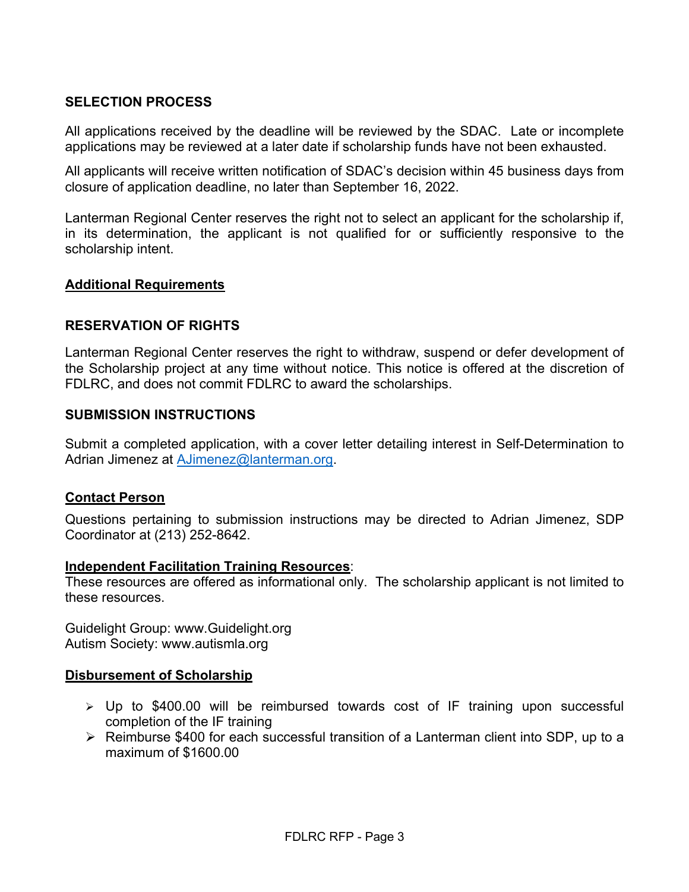## SELECTION PROCESS

All applications received by the deadline will be reviewed by the SDAC. Late or incomplete applications may be reviewed at a later date if scholarship funds have not been exhausted.

All applicants will receive written notification of SDAC's decision within 45 business days from closure of application deadline, no later than September 16, 2022.

Lanterman Regional Center reserves the right not to select an applicant for the scholarship if, in its determination, the applicant is not qualified for or sufficiently responsive to the scholarship intent.

### Additional Requirements

## RESERVATION OF RIGHTS

Lanterman Regional Center reserves the right to withdraw, suspend or defer development of the Scholarship project at any time without notice. This notice is offered at the discretion of FDLRC, and does not commit FDLRC to award the scholarships.

## SUBMISSION INSTRUCTIONS

Submit a completed application, with a cover letter detailing interest in Self-Determination to Adrian Jimenez at AJimenez@lanterman.org.

### Contact Person

Questions pertaining to submission instructions may be directed to Adrian Jimenez, SDP Coordinator at (213) 252-8642.

### Independent Facilitation Training Resources:

These resources are offered as informational only. The scholarship applicant is not limited to these resources.

Guidelight Group: www.Guidelight.org
Autism Society: www.autismla.org

### Disbursement of Scholarship

- Up to $400.00 will be reimbursed towards cost of IF training upon successful completion of the IF training
- Reimburse $400 for each successful transition of a Lanterman client into SDP, up to a maximum of $1600.00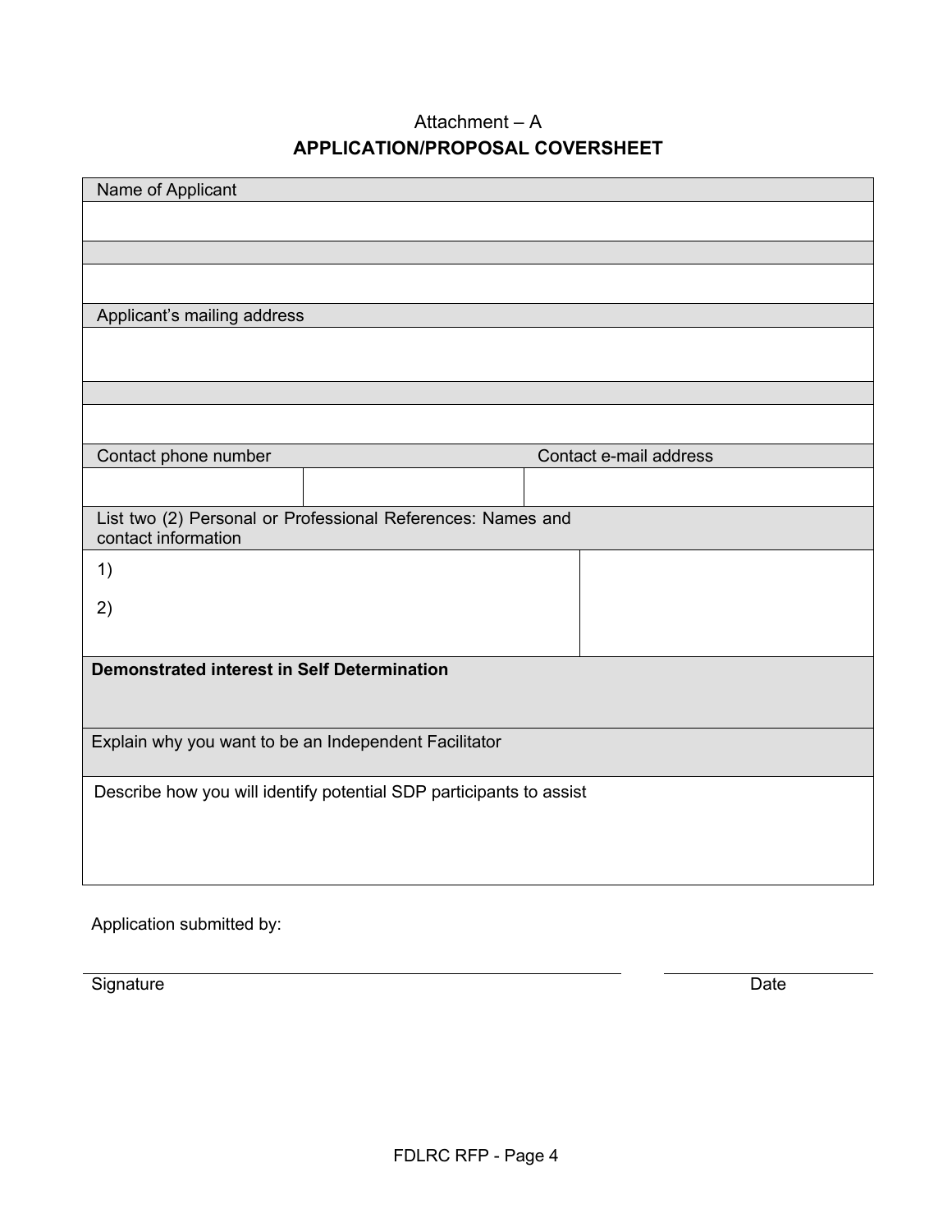Attachment – A

## APPLICATION/PROPOSAL COVERSHEET

| | | |
|---|---|---|
| Name of Applicant | | |
| | | |
| | | |
| | | |
| Applicant's mailing address | | |
| | | |
| | | |
| | | |
| Contact phone number | | Contact e-mail address |
| | | |
| List two (2) Personal or Professional References: Names and contact information | | |
| 1)<br>2) | | |
| **Demonstrated interest in Self Determination** | | |
| Explain why you want to be an Independent Facilitator | | |
| Describe how you will identify potential SDP participants to assist | | |

Application submitted by:

\_\_\_\_\_\_\_\_\_\_\_\_\_\_\_\_\_\_\_\_\_\_\_\_\_\_\_\_\_\_\_\_\_\_\_\_\_\_\_\_ \_\_\_\_\_\_\_\_\_\_\_\_\_\_\_\_

Signature Date